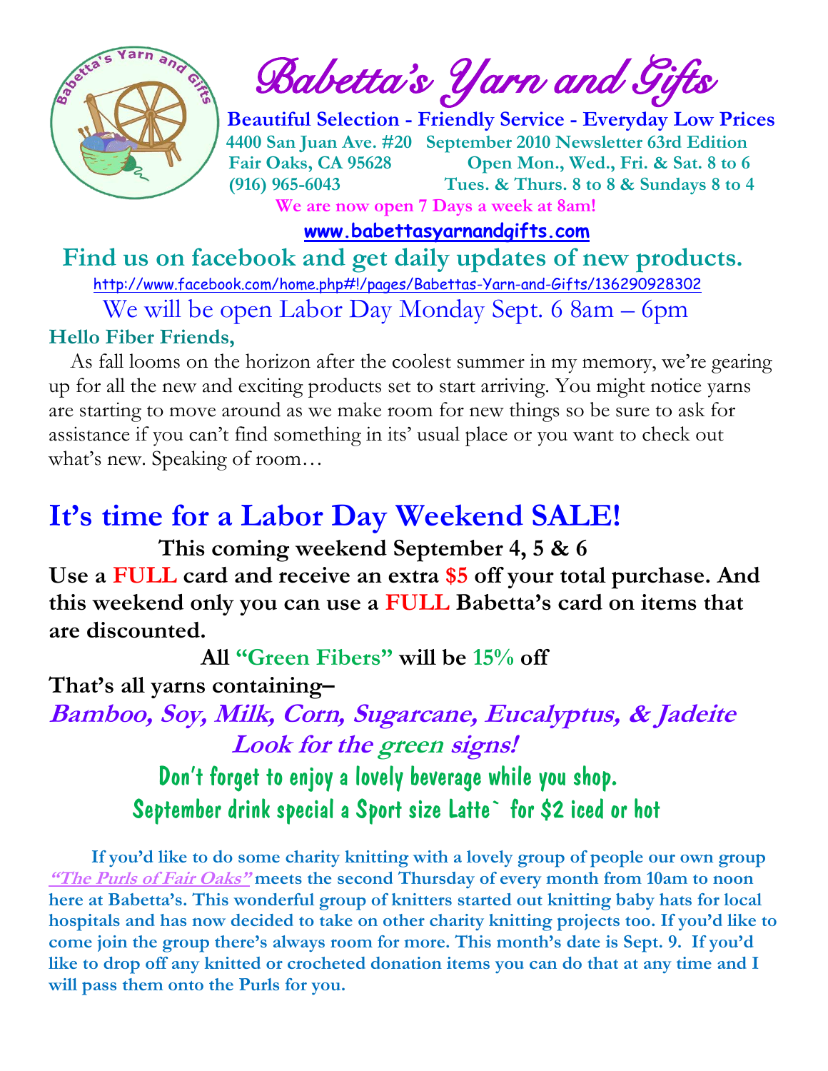# Babetta's Yarn and Gifts

**Beautiful Selection - Friendly Service - Everyday Low Prices**

**4400 San Juan Ave. #20 September 2010 Newsletter 63rd Edition**
**Fair Oaks, CA 95628 Open Mon., Wed., Fri. & Sat. 8 to 6**
**(916) 965-6043 Tues. & Thurs. 8 to 8 & Sundays 8 to 4**

**We are now open 7 Days a week at 8am!**

**www.babettasyarnandgifts.com**

## Find us on facebook and get daily updates of new products.

http://www.facebook.com/home.php#!/pages/Babettas-Yarn-and-Gifts/136290928302

We will be open Labor Day Monday Sept. 6 8am – 6pm

**Hello Fiber Friends,**

As fall looms on the horizon after the coolest summer in my memory, we're gearing up for all the new and exciting products set to start arriving. You might notice yarns are starting to move around as we make room for new things so be sure to ask for assistance if you can't find something in its' usual place or you want to check out what's new. Speaking of room…

# It's time for a Labor Day Weekend SALE!

**This coming weekend September 4, 5 & 6**

**Use a FULL card and receive an extra $5 off your total purchase. And this weekend only you can use a FULL Babetta's card on items that are discounted.**

**All "Green Fibers" will be 15% off**

**That's all yarns containing–**

***Bamboo, Soy, Milk, Corn, Sugarcane, Eucalyptus, & Jadeite***

***Look for the green signs!***

Don't forget to enjoy a lovely beverage while you shop.

September drink special a Sport size Latte` for $2 iced or hot

**If you'd like to do some charity knitting with a lovely group of people our own group *"The Purls of Fair Oaks"* meets the second Thursday of every month from 10am to noon here at Babetta's. This wonderful group of knitters started out knitting baby hats for local hospitals and has now decided to take on other charity knitting projects too. If you'd like to come join the group there's always room for more. This month's date is Sept. 9. If you'd like to drop off any knitted or crocheted donation items you can do that at any time and I will pass them onto the Purls for you.**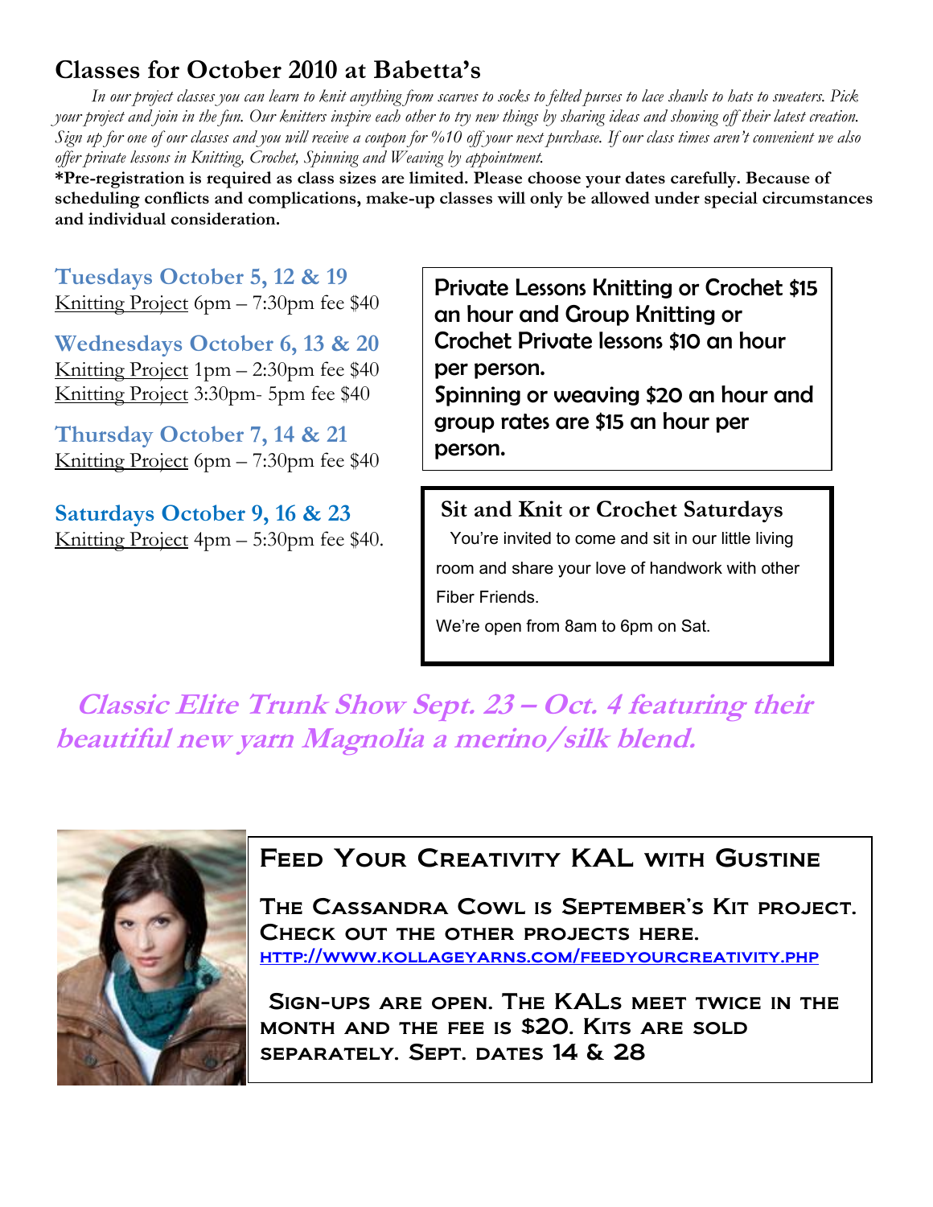## Classes for October 2010 at Babetta's

*In our project classes you can learn to knit anything from scarves to socks to felted purses to lace shawls to hats to sweaters. Pick your project and join in the fun. Our knitters inspire each other to try new things by sharing ideas and showing off their latest creation. Sign up for one of our classes and you will receive a coupon for %10 off your next purchase. If our class times aren't convenient we also offer private lessons in Knitting, Crochet, Spinning and Weaving by appointment.*

**\*Pre-registration is required as class sizes are limited. Please choose your dates carefully. Because of scheduling conflicts and complications, make-up classes will only be allowed under special circumstances and individual consideration.**

### Tuesdays October 5, 12 & 19

Knitting Project 6pm – 7:30pm fee $40

### Wednesdays October 6, 13 & 20

Knitting Project 1pm – 2:30pm fee $40
Knitting Project 3:30pm- 5pm fee $40

### Thursday October 7, 14 & 21

Knitting Project 6pm – 7:30pm fee $40

### Saturdays October 9, 16 & 23

Knitting Project 4pm – 5:30pm fee $40.

Private Lessons Knitting or Crochet $15 an hour and Group Knitting or Crochet Private lessons $10 an hour per person.
Spinning or weaving $20 an hour and group rates are $15 an hour per person.

### Sit and Knit or Crochet Saturdays

You're invited to come and sit in our little living room and share your love of handwork with other Fiber Friends.

We're open from 8am to 6pm on Sat.

***Classic Elite Trunk Show Sept. 23 – Oct. 4 featuring their beautiful new yarn Magnolia a merino/silk blend.***

### Feed Your Creativity KAL with Gustine

The Cassandra Cowl is September's Kit project. Check out the other projects here.
http://www.kollageyarns.com/feedyourcreativity.php

Sign-ups are open. The KALs meet twice in the month and the fee is $20. Kits are sold separately. Sept. dates 14 & 28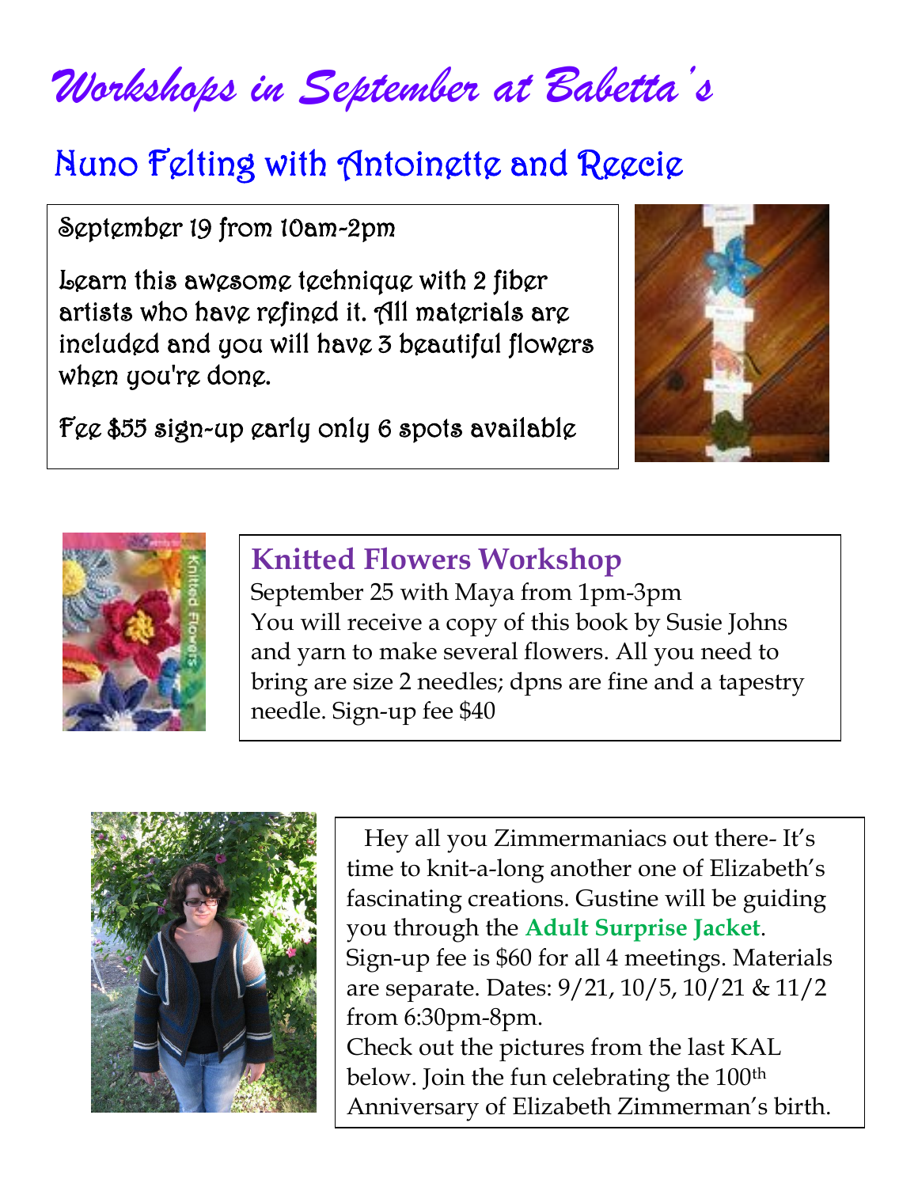# *Workshops in September at Babetta's*

## Nuno Felting with Antoinette and Reecie

September 19 from 10am-2pm

Learn this awesome technique with 2 fiber artists who have refined it. All materials are included and you will have 3 beautiful flowers when you're done.

Fee $55 sign-up early only 6 spots available

### Knitted Flowers Workshop

September 25 with Maya from 1pm-3pm
You will receive a copy of this book by Susie Johns and yarn to make several flowers. All you need to bring are size 2 needles; dpns are fine and a tapestry needle. Sign-up fee $40

Hey all you Zimmermaniacs out there- It's time to knit-a-long another one of Elizabeth's fascinating creations. Gustine will be guiding you through the **Adult Surprise Jacket**. Sign-up fee is $60 for all 4 meetings. Materials are separate. Dates: 9/21, 10/5, 10/21 & 11/2 from 6:30pm-8pm.
Check out the pictures from the last KAL below. Join the fun celebrating the 100th Anniversary of Elizabeth Zimmerman's birth.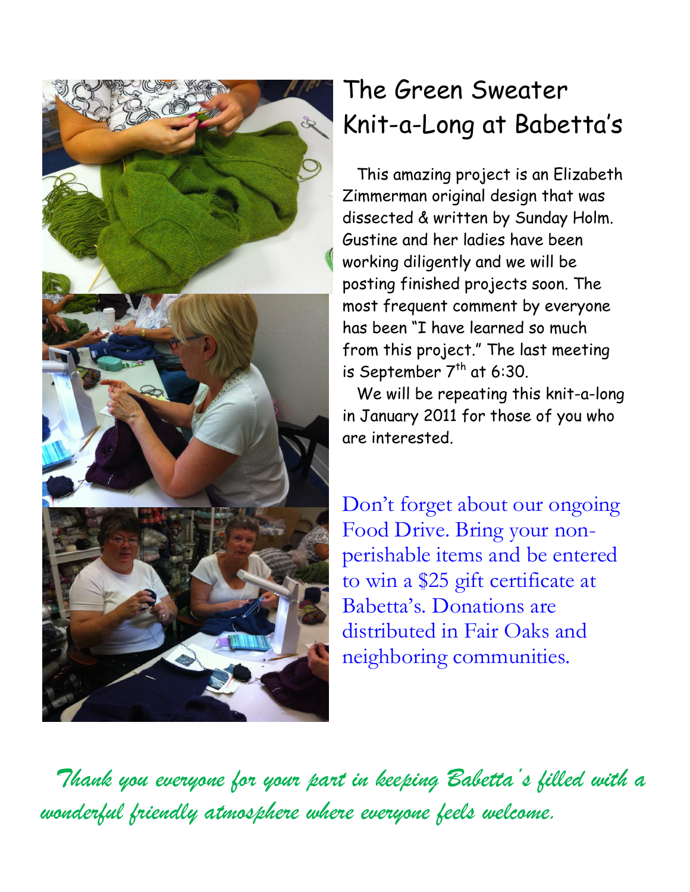# The Green Sweater Knit-a-Long at Babetta's

This amazing project is an Elizabeth Zimmerman original design that was dissected & written by Sunday Holm. Gustine and her ladies have been working diligently and we will be posting finished projects soon. The most frequent comment by everyone has been "I have learned so much from this project." The last meeting is September 7th at 6:30.

We will be repeating this knit-a-long in January 2011 for those of you who are interested.

Don't forget about our ongoing Food Drive. Bring your non-perishable items and be entered to win a $25 gift certificate at Babetta's. Donations are distributed in Fair Oaks and neighboring communities.

*Thank you everyone for your part in keeping Babetta's filled with a wonderful friendly atmosphere where everyone feels welcome.*